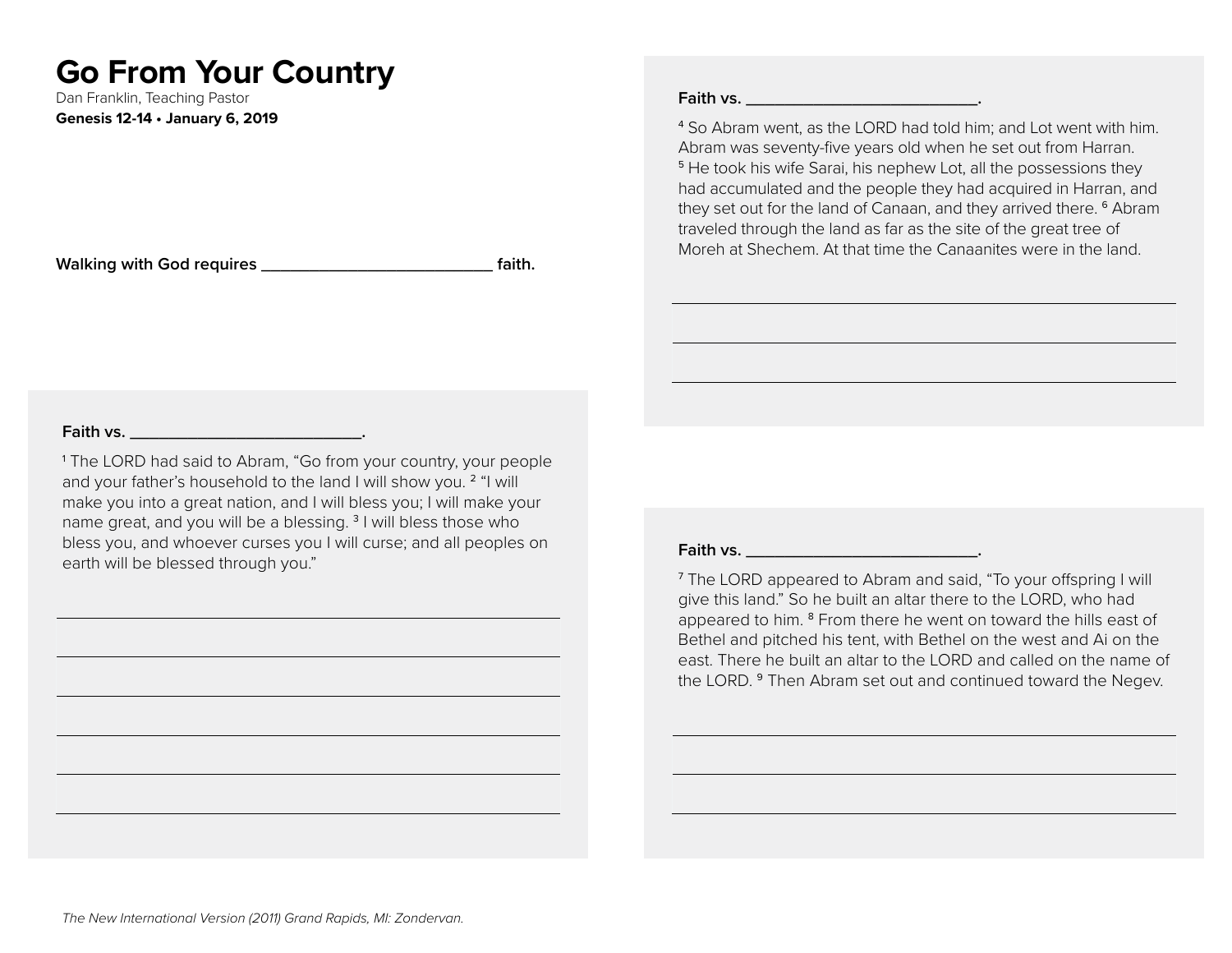# Go From Your Country

Dan Franklin, Teaching Pastor

**Genesis 12-14 • January 6, 2019**

**Walking with God requires ___________________________ faith.**

**Faith vs. ___________________________.**

[1] The LORD had said to Abram, "Go from your country, your people and your father's household to the land I will show you. [2] "I will make you into a great nation, and I will bless you; I will make your name great, and you will be a blessing. [3] I will bless those who bless you, and whoever curses you I will curse; and all peoples on earth will be blessed through you."

______________________________________________________________

______________________________________________________________

______________________________________________________________

______________________________________________________________

______________________________________________________________

**Faith vs. ___________________________.**

[4] So Abram went, as the LORD had told him; and Lot went with him. Abram was seventy-five years old when he set out from Harran. [5] He took his wife Sarai, his nephew Lot, all the possessions they had accumulated and the people they had acquired in Harran, and they set out for the land of Canaan, and they arrived there. [6] Abram traveled through the land as far as the site of the great tree of Moreh at Shechem. At that time the Canaanites were in the land.

______________________________________________________________

______________________________________________________________

______________________________________________________________

**Faith vs. ___________________________.**

[7] The LORD appeared to Abram and said, "To your offspring I will give this land." So he built an altar there to the LORD, who had appeared to him. [8] From there he went on toward the hills east of Bethel and pitched his tent, with Bethel on the west and Ai on the east. There he built an altar to the LORD and called on the name of the LORD. [9] Then Abram set out and continued toward the Negev.

______________________________________________________________

______________________________________________________________

______________________________________________________________

*The New International Version (2011) Grand Rapids, MI: Zondervan.*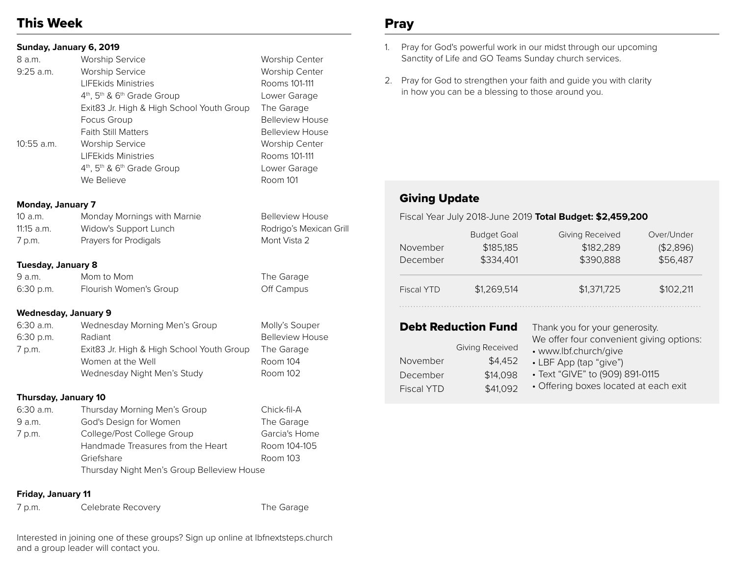## This Week

**Sunday, January 6, 2019**

| | | |
|---|---|---|
| 8 a.m. | Worship Service | Worship Center |
| 9:25 a.m. | Worship Service | Worship Center |
| | LIFEkids Ministries | Rooms 101-111 |
| | 4th, 5th & 6th Grade Group | Lower Garage |
| | Exit83 Jr. High & High School Youth Group | The Garage |
| | Focus Group | Belleview House |
| | Faith Still Matters | Belleview House |
| 10:55 a.m. | Worship Service | Worship Center |
| | LIFEkids Ministries | Rooms 101-111 |
| | 4th, 5th & 6th Grade Group | Lower Garage |
| | We Believe | Room 101 |

**Monday, January 7**

| | | |
|---|---|---|
| 10 a.m. | Monday Mornings with Marnie | Belleview House |
| 11:15 a.m. | Widow's Support Lunch | Rodrigo's Mexican Grill |
| 7 p.m. | Prayers for Prodigals | Mont Vista 2 |

**Tuesday, January 8**

| | | |
|---|---|---|
| 9 a.m. | Mom to Mom | The Garage |
| 6:30 p.m. | Flourish Women's Group | Off Campus |

**Wednesday, January 9**

| | | |
|---|---|---|
| 6:30 a.m. | Wednesday Morning Men's Group | Molly's Souper |
| 6:30 p.m. | Radiant | Belleview House |
| 7 p.m. | Exit83 Jr. High & High School Youth Group | The Garage |
| | Women at the Well | Room 104 |
| | Wednesday Night Men's Study | Room 102 |

**Thursday, January 10**

| | | |
|---|---|---|
| 6:30 a.m. | Thursday Morning Men's Group | Chick-fil-A |
| 9 a.m. | God's Design for Women | The Garage |
| 7 p.m. | College/Post College Group | Garcia's Home |
| | Handmade Treasures from the Heart | Room 104-105 |
| | Griefshare | Room 103 |
| | Thursday Night Men's Group Belleview House | |

**Friday, January 11**

| | | |
|---|---|---|
| 7 p.m. | Celebrate Recovery | The Garage |

Interested in joining one of these groups? Sign up online at lbfnextsteps.church and a group leader will contact you.

## Pray

1. Pray for God's powerful work in our midst through our upcoming Sanctity of Life and GO Teams Sunday church services.
2. Pray for God to strengthen your faith and guide you with clarity in how you can be a blessing to those around you.

## Giving Update

Fiscal Year July 2018-June 2019 **Total Budget: $2,459,200**

| | Budget Goal | Giving Received | Over/Under |
|---|---|---|---|
| November | $185,185 | $182,289 | ($2,896) |
| December | $334,401 | $390,888 | $56,487 |
| Fiscal YTD | $1,269,514 | $1,371,725 | $102,211 |

## Debt Reduction Fund

| | Giving Received |
|---|---|
| November | $4,452 |
| December | $14,098 |
| Fiscal YTD | $41,092 |

Thank you for your generosity.
We offer four convenient giving options:

- www.lbf.church/give
- LBF App (tap "give")
- Text "GIVE" to (909) 891-0115
- Offering boxes located at each exit